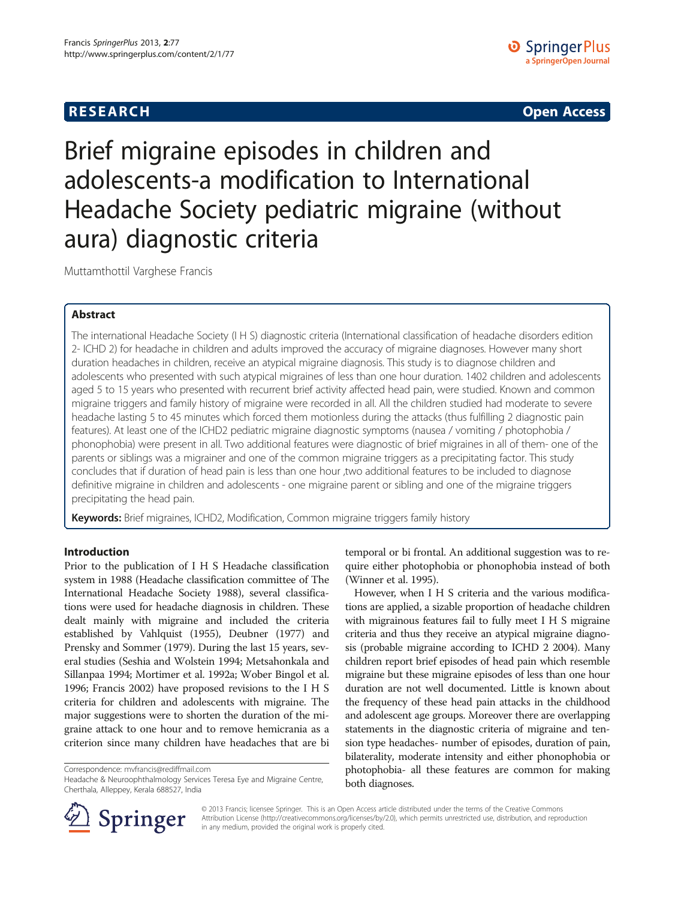**RESEARCH** **Open Access**

# Brief migraine episodes in children and adolescents-a modification to International Headache Society pediatric migraine (without aura) diagnostic criteria

Muttamthottil Varghese Francis

## Abstract

The international Headache Society (I H S) diagnostic criteria (International classification of headache disorders edition 2- ICHD 2) for headache in children and adults improved the accuracy of migraine diagnoses. However many short duration headaches in children, receive an atypical migraine diagnosis. This study is to diagnose children and adolescents who presented with such atypical migraines of less than one hour duration. 1402 children and adolescents aged 5 to 15 years who presented with recurrent brief activity affected head pain, were studied. Known and common migraine triggers and family history of migraine were recorded in all. All the children studied had moderate to severe headache lasting 5 to 45 minutes which forced them motionless during the attacks (thus fulfilling 2 diagnostic pain features). At least one of the ICHD2 pediatric migraine diagnostic symptoms (nausea / vomiting / photophobia / phonophobia) were present in all. Two additional features were diagnostic of brief migraines in all of them- one of the parents or siblings was a migrainer and one of the common migraine triggers as a precipitating factor. This study concludes that if duration of head pain is less than one hour ,two additional features to be included to diagnose definitive migraine in children and adolescents - one migraine parent or sibling and one of the migraine triggers precipitating the head pain.

**Keywords:** Brief migraines, ICHD2, Modification, Common migraine triggers family history

## Introduction

Prior to the publication of I H S Headache classification system in 1988 (Headache classification committee of The International Headache Society 1988), several classifications were used for headache diagnosis in children. These dealt mainly with migraine and included the criteria established by Vahlquist (1955), Deubner (1977) and Prensky and Sommer (1979). During the last 15 years, several studies (Seshia and Wolstein 1994; Metsahonkala and Sillanpaa 1994; Mortimer et al. 1992a; Wober Bingol et al. 1996; Francis 2002) have proposed revisions to the I H S criteria for children and adolescents with migraine. The major suggestions were to shorten the duration of the migraine attack to one hour and to remove hemicrania as a criterion since many children have headaches that are bi temporal or bi frontal. An additional suggestion was to require either photophobia or phonophobia instead of both (Winner et al. 1995).

However, when I H S criteria and the various modifications are applied, a sizable proportion of headache children with migrainous features fail to fully meet I H S migraine criteria and thus they receive an atypical migraine diagnosis (probable migraine according to ICHD 2 2004). Many children report brief episodes of head pain which resemble migraine but these migraine episodes of less than one hour duration are not well documented. Little is known about the frequency of these head pain attacks in the childhood and adolescent age groups. Moreover there are overlapping statements in the diagnostic criteria of migraine and tension type headaches- number of episodes, duration of pain, bilaterality, moderate intensity and either phonophobia or photophobia- all these features are common for making both diagnoses.

Correspondence: mvfrancis@rediffmail.com
Headache & Neuroophthalmology Services Teresa Eye and Migraine Centre, Cherthala, Alleppey, Kerala 688527, India

© 2013 Francis; licensee Springer. This is an Open Access article distributed under the terms of the Creative Commons Attribution License (http://creativecommons.org/licenses/by/2.0), which permits unrestricted use, distribution, and reproduction in any medium, provided the original work is properly cited.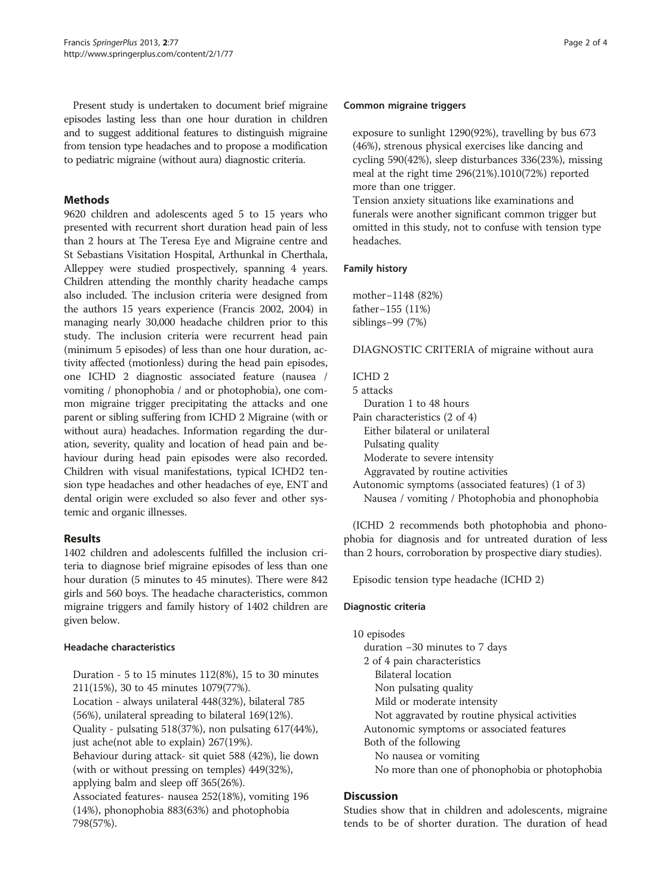Present study is undertaken to document brief migraine episodes lasting less than one hour duration in children and to suggest additional features to distinguish migraine from tension type headaches and to propose a modification to pediatric migraine (without aura) diagnostic criteria.

## Methods

9620 children and adolescents aged 5 to 15 years who presented with recurrent short duration head pain of less than 2 hours at The Teresa Eye and Migraine centre and St Sebastians Visitation Hospital, Arthunkal in Cherthala, Alleppey were studied prospectively, spanning 4 years. Children attending the monthly charity headache camps also included. The inclusion criteria were designed from the authors 15 years experience (Francis 2002, 2004) in managing nearly 30,000 headache children prior to this study. The inclusion criteria were recurrent head pain (minimum 5 episodes) of less than one hour duration, activity affected (motionless) during the head pain episodes, one ICHD 2 diagnostic associated feature (nausea / vomiting / phonophobia / and or photophobia), one common migraine trigger precipitating the attacks and one parent or sibling suffering from ICHD 2 Migraine (with or without aura) headaches. Information regarding the duration, severity, quality and location of head pain and behaviour during head pain episodes were also recorded. Children with visual manifestations, typical ICHD2 tension type headaches and other headaches of eye, ENT and dental origin were excluded so also fever and other systemic and organic illnesses.

## Results

1402 children and adolescents fulfilled the inclusion criteria to diagnose brief migraine episodes of less than one hour duration (5 minutes to 45 minutes). There were 842 girls and 560 boys. The headache characteristics, common migraine triggers and family history of 1402 children are given below.

### Headache characteristics

Duration - 5 to 15 minutes 112(8%), 15 to 30 minutes 211(15%), 30 to 45 minutes 1079(77%).
Location - always unilateral 448(32%), bilateral 785 (56%), unilateral spreading to bilateral 169(12%).
Quality - pulsating 518(37%), non pulsating 617(44%), just ache(not able to explain) 267(19%).
Behaviour during attack- sit quiet 588 (42%), lie down (with or without pressing on temples) 449(32%), applying balm and sleep off 365(26%).
Associated features- nausea 252(18%), vomiting 196 (14%), phonophobia 883(63%) and photophobia 798(57%).

### Common migraine triggers

exposure to sunlight 1290(92%), travelling by bus 673 (46%), strenuous physical exercises like dancing and cycling 590(42%), sleep disturbances 336(23%), missing meal at the right time 296(21%).1010(72%) reported more than one trigger.
Tension anxiety situations like examinations and funerals were another significant common trigger but omitted in this study, not to confuse with tension type headaches.

### Family history

mother–1148 (82%)
father–155 (11%)
siblings–99 (7%)

DIAGNOSTIC CRITERIA of migraine without aura

ICHD 2
5 attacks
 Duration 1 to 48 hours
Pain characteristics (2 of 4)
 Either bilateral or unilateral
 Pulsating quality
 Moderate to severe intensity
 Aggravated by routine activities
Autonomic symptoms (associated features) (1 of 3)
 Nausea / vomiting / Photophobia and phonophobia

(ICHD 2 recommends both photophobia and phonophobia for diagnosis and for untreated duration of less than 2 hours, corroboration by prospective diary studies).

Episodic tension type headache (ICHD 2)

### Diagnostic criteria

10 episodes
 duration –30 minutes to 7 days
 2 of 4 pain characteristics
  Bilateral location
  Non pulsating quality
  Mild or moderate intensity
  Not aggravated by routine physical activities
 Autonomic symptoms or associated features
 Both of the following
  No nausea or vomiting
  No more than one of phonophobia or photophobia

## Discussion

Studies show that in children and adolescents, migraine tends to be of shorter duration. The duration of head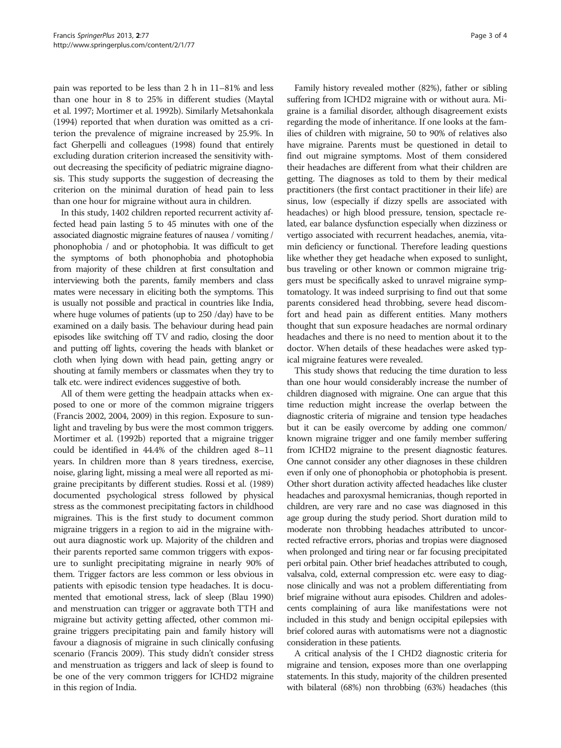pain was reported to be less than 2 h in 11–81% and less than one hour in 8 to 25% in different studies (Maytal et al. 1997; Mortimer et al. 1992b). Similarly Metsahonkala (1994) reported that when duration was omitted as a criterion the prevalence of migraine increased by 25.9%. In fact Gherpelli and colleagues (1998) found that entirely excluding duration criterion increased the sensitivity without decreasing the specificity of pediatric migraine diagnosis. This study supports the suggestion of decreasing the criterion on the minimal duration of head pain to less than one hour for migraine without aura in children.

In this study, 1402 children reported recurrent activity affected head pain lasting 5 to 45 minutes with one of the associated diagnostic migraine features of nausea / vomiting / phonophobia / and or photophobia. It was difficult to get the symptoms of both phonophobia and photophobia from majority of these children at first consultation and interviewing both the parents, family members and class mates were necessary in eliciting both the symptoms. This is usually not possible and practical in countries like India, where huge volumes of patients (up to 250 /day) have to be examined on a daily basis. The behaviour during head pain episodes like switching off TV and radio, closing the door and putting off lights, covering the heads with blanket or cloth when lying down with head pain, getting angry or shouting at family members or classmates when they try to talk etc. were indirect evidences suggestive of both.

All of them were getting the headpain attacks when exposed to one or more of the common migraine triggers (Francis 2002, 2004, 2009) in this region. Exposure to sunlight and traveling by bus were the most common triggers. Mortimer et al. (1992b) reported that a migraine trigger could be identified in 44.4% of the children aged 8–11 years. In children more than 8 years tiredness, exercise, noise, glaring light, missing a meal were all reported as migraine precipitants by different studies. Rossi et al. (1989) documented psychological stress followed by physical stress as the commonest precipitating factors in childhood migraines. This is the first study to document common migraine triggers in a region to aid in the migraine without aura diagnostic work up. Majority of the children and their parents reported same common triggers with exposure to sunlight precipitating migraine in nearly 90% of them. Trigger factors are less common or less obvious in patients with episodic tension type headaches. It is documented that emotional stress, lack of sleep (Blau 1990) and menstruation can trigger or aggravate both TTH and migraine but activity getting affected, other common migraine triggers precipitating pain and family history will favour a diagnosis of migraine in such clinically confusing scenario (Francis 2009). This study didn't consider stress and menstruation as triggers and lack of sleep is found to be one of the very common triggers for ICHD2 migraine in this region of India.

Family history revealed mother (82%), father or sibling suffering from ICHD2 migraine with or without aura. Migraine is a familial disorder, although disagreement exists regarding the mode of inheritance. If one looks at the families of children with migraine, 50 to 90% of relatives also have migraine. Parents must be questioned in detail to find out migraine symptoms. Most of them considered their headaches are different from what their children are getting. The diagnoses as told to them by their medical practitioners (the first contact practitioner in their life) are sinus, low (especially if dizzy spells are associated with headaches) or high blood pressure, tension, spectacle related, ear balance dysfunction especially when dizziness or vertigo associated with recurrent headaches, anemia, vitamin deficiency or functional. Therefore leading questions like whether they get headache when exposed to sunlight, bus traveling or other known or common migraine triggers must be specifically asked to unravel migraine symptomatology. It was indeed surprising to find out that some parents considered head throbbing, severe head discomfort and head pain as different entities. Many mothers thought that sun exposure headaches are normal ordinary headaches and there is no need to mention about it to the doctor. When details of these headaches were asked typical migraine features were revealed.

This study shows that reducing the time duration to less than one hour would considerably increase the number of children diagnosed with migraine. One can argue that this time reduction might increase the overlap between the diagnostic criteria of migraine and tension type headaches but it can be easily overcome by adding one common/known migraine trigger and one family member suffering from ICHD2 migraine to the present diagnostic features. One cannot consider any other diagnoses in these children even if only one of phonophobia or photophobia is present. Other short duration activity affected headaches like cluster headaches and paroxysmal hemicranias, though reported in children, are very rare and no case was diagnosed in this age group during the study period. Short duration mild to moderate non throbbing headaches attributed to uncorrected refractive errors, phorias and tropias were diagnosed when prolonged and tiring near or far focusing precipitated peri orbital pain. Other brief headaches attributed to cough, valsalva, cold, external compression etc. were easy to diagnose clinically and was not a problem differentiating from brief migraine without aura episodes. Children and adolescents complaining of aura like manifestations were not included in this study and benign occipital epilepsies with brief colored auras with automatisms were not a diagnostic consideration in these patients.

A critical analysis of the I CHD2 diagnostic criteria for migraine and tension, exposes more than one overlapping statements. In this study, majority of the children presented with bilateral (68%) non throbbing (63%) headaches (this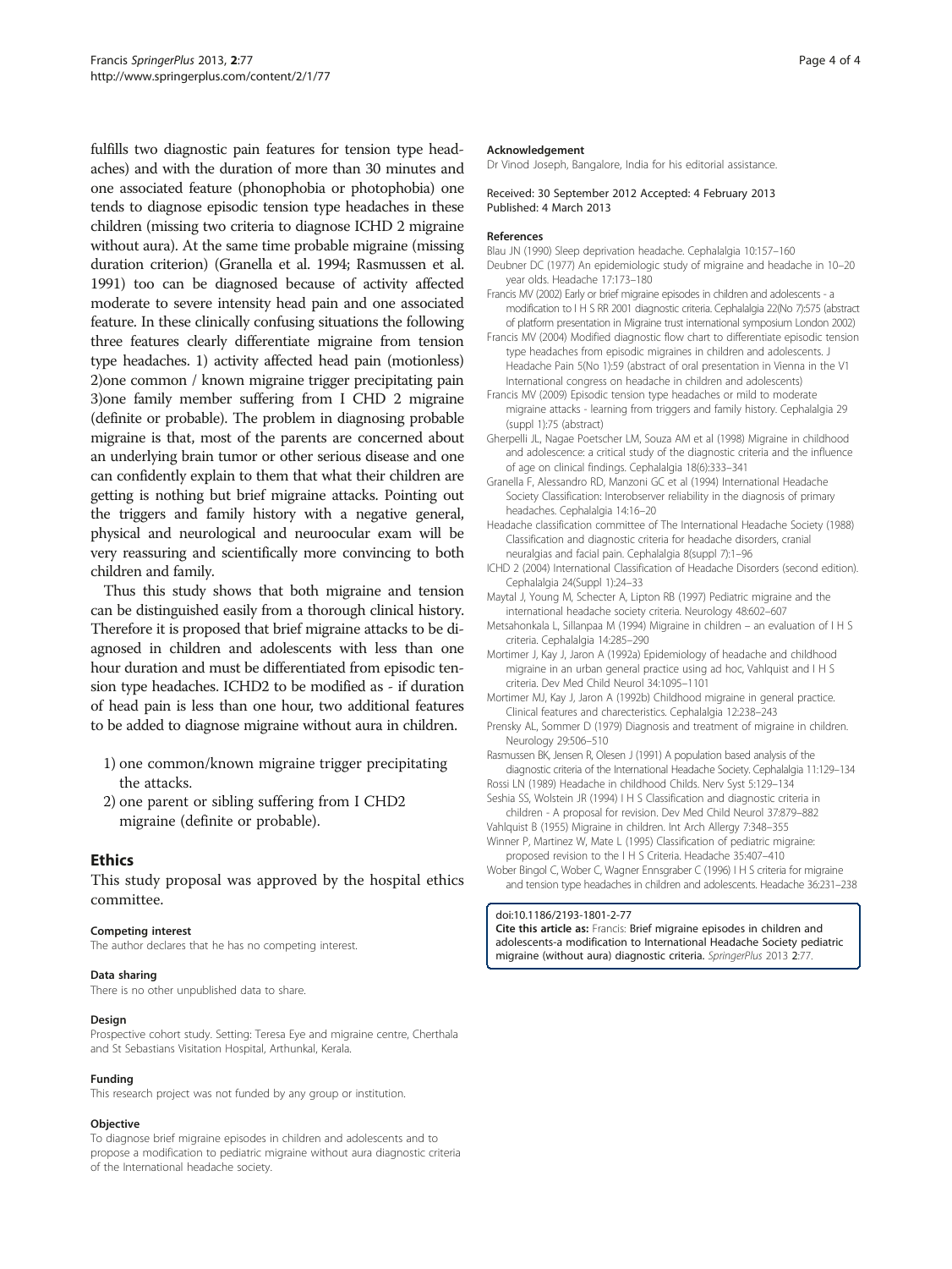fulfills two diagnostic pain features for tension type headaches) and with the duration of more than 30 minutes and one associated feature (phonophobia or photophobia) one tends to diagnose episodic tension type headaches in these children (missing two criteria to diagnose ICHD 2 migraine without aura). At the same time probable migraine (missing duration criterion) (Granella et al. 1994; Rasmussen et al. 1991) too can be diagnosed because of activity affected moderate to severe intensity head pain and one associated feature. In these clinically confusing situations the following three features clearly differentiate migraine from tension type headaches. 1) activity affected head pain (motionless) 2)one common / known migraine trigger precipitating pain 3)one family member suffering from I CHD 2 migraine (definite or probable). The problem in diagnosing probable migraine is that, most of the parents are concerned about an underlying brain tumor or other serious disease and one can confidently explain to them that what their children are getting is nothing but brief migraine attacks. Pointing out the triggers and family history with a negative general, physical and neurological and neuroocular exam will be very reassuring and scientifically more convincing to both children and family.

Thus this study shows that both migraine and tension can be distinguished easily from a thorough clinical history. Therefore it is proposed that brief migraine attacks to be diagnosed in children and adolescents with less than one hour duration and must be differentiated from episodic tension type headaches. ICHD2 to be modified as - if duration of head pain is less than one hour, two additional features to be added to diagnose migraine without aura in children.

1) one common/known migraine trigger precipitating the attacks.
2) one parent or sibling suffering from I CHD2 migraine (definite or probable).

## Ethics

This study proposal was approved by the hospital ethics committee.

#### Competing interest
The author declares that he has no competing interest.

#### Data sharing
There is no other unpublished data to share.

#### Design
Prospective cohort study. Setting: Teresa Eye and migraine centre, Cherthala and St Sebastians Visitation Hospital, Arthunkal, Kerala.

#### Funding
This research project was not funded by any group or institution.

#### Objective
To diagnose brief migraine episodes in children and adolescents and to propose a modification to pediatric migraine without aura diagnostic criteria of the International headache society.

#### Acknowledgement
Dr Vinod Joseph, Bangalore, India for his editorial assistance.

Received: 30 September 2012 Accepted: 4 February 2013
Published: 4 March 2013

#### References

Blau JN (1990) Sleep deprivation headache. Cephalalgia 10:157–160

Deubner DC (1977) An epidemiologic study of migraine and headache in 10–20 year olds. Headache 17:173–180

Francis MV (2002) Early or brief migraine episodes in children and adolescents - a modification to I H S RR 2001 diagnostic criteria. Cephalalgia 22(No 7):575 (abstract of platform presentation in Migraine trust international symposium London 2002)

Francis MV (2004) Modified diagnostic flow chart to differentiate episodic tension type headaches from episodic migraines in children and adolescents. J Headache Pain 5(No 1):59 (abstract of oral presentation in Vienna in the V1 International congress on headache in children and adolescents)

Francis MV (2009) Episodic tension type headaches or mild to moderate migraine attacks - learning from triggers and family history. Cephalalgia 29 (suppl 1):75 (abstract)

Gherpelli JL, Nagae Poetscher LM, Souza AM et al (1998) Migraine in childhood and adolescence: a critical study of the diagnostic criteria and the influence of age on clinical findings. Cephalalgia 18(6):333–341

Granella F, Alessandro RD, Manzoni GC et al (1994) International Headache Society Classification: Interobserver reliability in the diagnosis of primary headaches. Cephalalgia 14:16–20

Headache classification committee of The International Headache Society (1988) Classification and diagnostic criteria for headache disorders, cranial neuralgias and facial pain. Cephalalgia 8(suppl 7):1–96

ICHD 2 (2004) International Classification of Headache Disorders (second edition). Cephalalgia 24(Suppl 1):24–33

Maytal J, Young M, Schecter A, Lipton RB (1997) Pediatric migraine and the international headache society criteria. Neurology 48:602–607

Metsahonkala L, Sillanpaa M (1994) Migraine in children – an evaluation of I H S criteria. Cephalalgia 14:285–290

Mortimer J, Kay J, Jaron A (1992a) Epidemiology of headache and childhood migraine in an urban general practice using ad hoc, Vahlquist and I H S criteria. Dev Med Child Neurol 34:1095–1101

Mortimer MJ, Kay J, Jaron A (1992b) Childhood migraine in general practice. Clinical features and charecteristics. Cephalalgia 12:238–243

Prensky AL, Sommer D (1979) Diagnosis and treatment of migraine in children. Neurology 29:506–510

Rasmussen BK, Jensen R, Olesen J (1991) A population based analysis of the diagnostic criteria of the International Headache Society. Cephalalgia 11:129–134

Rossi LN (1989) Headache in childhood Childs. Nerv Syst 5:129–134

Seshia SS, Wolstein JR (1994) I H S Classification and diagnostic criteria in children - A proposal for revision. Dev Med Child Neurol 37:879–882

Vahlquist B (1955) Migraine in children. Int Arch Allergy 7:348–355

Winner P, Martinez W, Mate L (1995) Classification of pediatric migraine: proposed revision to the I H S Criteria. Headache 35:407–410

Wober Bingol C, Wober C, Wagner Ennsgraber C (1996) I H S criteria for migraine and tension type headaches in children and adolescents. Headache 36:231–238

doi:10.1186/2193-1801-2-77

**Cite this article as:** Francis: Brief migraine episodes in children and adolescents-a modification to International Headache Society pediatric migraine (without aura) diagnostic criteria. *SpringerPlus* 2013 **2**:77.